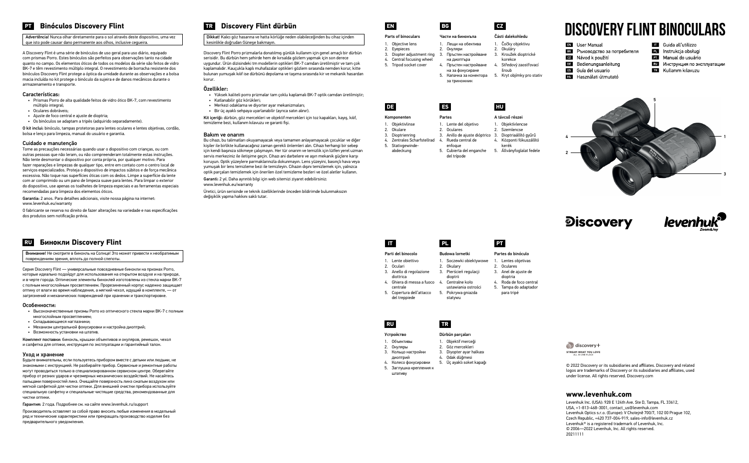# DISCOVERY FLINT BINOCULARS

- **EN** User Manual
- **BG** Ръководство за потребителя
- **CZ** Návod k použití
- **DE** Bedienungsanleitung
- **ES** Guía del usuario
- **HU** Használati útmutató
- **IT** Guida all'utilizzo
- **PL** Instrukcja obsługi
- **PT** Manual do usuário
- **RU** Инструкция по эксплуатации
- **TR** Kullanım kılavuzu

## EN

**Parts of binoculars**

1. Objective lens
2. Eyepieces
3. Diopter adjustment ring
4. Central focusing wheel
5. Tripod socket cover

## BG

**Части на бинокъла**

1. Лещи на обектива
2. Окуляри
3. Пръстен настройване на диоптъра
4. Пръстен настройване на за фокусиране
5. Капачка за конектора за триножник

## CZ

**Části dalekohledu**

1. Čočky objektivu
2. Okuláry
3. Kroužek dioptrické korekce
4. Středový zaostřovací šroub
5. Kryt objímky pro stativ

## DE

**Komponenten**

1. Objektivlinse
2. Okulare
3. Dioptrienring
4. Zentrales Scharfstellrad
5. Stativgewinde-abdeckung

## ES

**Partes**

1. Lente del objetivo
2. Oculares
3. Anillo de ajuste dióptrico
4. Rueda central de enfoque
5. Cubierta del enganche del trípode

## HU

**A távcső részei**

1. Objektívlencse
2. Szemlencse
3. Dioptriaállító gyűrű
4. Központi fókuszállító kerék
5. Állványfoglalat fedele

## IT

**Parti del binocolo**

1. Lente obiettivo
2. Oculari
3. Anello di regolazione diottrica
4. Ghiera di messa a fuoco centrale
5. Copertura dell'attacco del treppiede

## PL

**Budowa lornetki**

1. Soczewki obiektywowe
2. Okulary
3. Pierścień regulacji dioptrii
4. Centralne koło ustawiania ostrości
5. Pokrywa gniazda statywu

## PT

**Partes do binóculo**

1. Lentes objetivas
2. Oculares
3. Anel de ajuste de dioptria
4. Roda de foco central
5. Tampa do adaptador para tripé

## RU

**Устройство**

1. Объективы
2. Окуляры
3. Кольцо настройки диоптрий
4. Колесо фокусировки
5. Заглушка крепления к штативу

## TR

**Dürbün parçaları**

1. Objektif merceği
2. Göz mercekleri
3. Diyopter ayar halkası
4. Odak düğmesi
5. Üç ayaklı soket kapağı

## PT Binóculos Discovery Flint

**Advertência!** Nunca olhar diretamente para o sol através deste dispositivo, uma vez que isto pode causar dano permanente aos olhos, inclusive cegueira.

A Discovery Flint é uma série de binóculos de uso geral para uso diário, equipado com prismas Porro. Estes binóculos são perfeitos para observações tanto na cidade quanto no campo. Os elementos óticos de todos os modelos da série são feitos de vidro BK-7 e têm revestimento múltiplo integral. O revestimento de borracha resistente dos binóculos Discovery Flint protege a ótica da umidade durante as observações e a bolsa macia incluída no kit protege o binóculo da sujeira e de danos mecânicos durante o armazenamento e transporte.

### Características:

- Prismas Porro de alta qualidade feitos de vidro ótico BK-7, com revestimento múltiplo integral;
- Oculares dobráveis;
- Ajuste de foco central e ajuste de dioptria;
- Os binóculos se adaptam a tripés (adquirido separadamente).

**O kit inclui:** binóculo, tampas protetoras para lentes oculares e lentes objetivas, cordão, bolsa e lenço para limpeza, manual do usuário e garantia.

### Cuidado e manutenção

Tome as precauções necessárias quando usar o dispositivo com crianças, ou com outras pessoas que não leram, ou não compreenderam totalmente estas instruções. Não tente desmontar o dispositivo por conta própria, por qualquer motivo. Para fazer reparações e limpezas de qualquer tipo, entre em contato com o centro local de serviços especializados. Proteja o dispositivo de impactos súbitos e de força mecânica excessiva. Não toque nas superfícies óticas com os dedos. Limpe a superfície da lente com ar comprimido ou um pano de limpeza suave para lentes. Para limpar o exterior do dispositivo, use apenas os toalhetes de limpeza especiais e as ferramentas especiais recomendadas para limpeza dos elementos óticos.

**Garantia:** 2 anos. Para detalhes adicionais, visite nossa página na internet: www.levenhuk.eu/warranty

O fabricante se reserva no direito de fazer alterações na variedade e nas especificações dos produtos sem notificação prévia.

## TR Discovery Flint dürbün

**Dikkat!** Kalıcı göz hasarına ve hatta körlüğe neden olabileceğinden bu cihaz içinden kesinlikle doğrudan Güneşe bakmayın.

Discovery Flint Porro prizmalarla donatılmış günlük kullanım için genel amaçlı bir dürbün serisidir. Bu dürbün hem şehirde hem de kırsalda gözlem yapmak için son derece uygundur. Ürün dizisindeki tm modellerin optikleri BK-7 camdan üretilmiştir ve tam çok kaplamalıdır. Kauçukla kaplı muhafazalar optikleri gözlem sırasında nemden korur, kitte bulunan yumuşak kılıf ise dürbünü depolama ve taşıma sırasında kir ve mekanik hasardan korur.

### Özellikler:

- Yüksek kaliteli porro prizmalar tam çoklu kaplamalı BK-7 optik camdan üretilmiştir;
- Katlanabilir göz körükleri;
- Merkezi odaklama ve diyoter ayar mekanizmaları;
- Bir üç ayaklı sehpaya uyarlanabilir (ayrıca satın alınır).

**Kit içeriği:** dürbün, göz mercekleri ve objektif mercekleri için toz kapakları, kayış, kılıf, temizleme bezi, kullanım kılavuzu ve garanti fişi.

### Bakım ve onarım

Bu cihazı, bu talimatları okuyamayacak veya tamamen anlayamayacak çocuklar ve diğer kişiler ile birlikte kullanacağınız zaman gerekli önlemleri alın. Cihazı herhangi bir sebep için kendi başınıza sökmeye çalışmayın. Her tür onarım ve temizlik için lütfen yerel uzman servis merkeziniz ile iletişime geçin. Cihazı ani darbelere ve aşırı mekanik güçlere karşı koruyun. Optik yüzeylere parmaklarınızla dokunmayın. Lens yüzeyini, basınçlı hava veya yumuşak bir lens temizleme bezi ile temizleyin. Cihazın dışını temizlemek için, yalnızca optik parçaları temizlemek için önerilen özel temizleme bezleri ve özel aletler kullanın.

**Garanti:** 2 yıl. Daha ayrıntılı bilgi için web sitemizi ziyaret edebilirsiniz: www.levenhuk.eu/warranty

Üretici, ürün serisinde ve teknik özelliklerinde önceden bildirimde bulunmaksızın değişiklik yapma hakkını saklı tutar.

## RU Бинокли Discovery Flint

**Внимание!** Не смотрите в бинокль на Солнце! Это может привести к необратимым повреждениям зрения, вплоть до полной слепоты.

Серия Discovery Flint — универсальные повседневные бинокли на призмах Porro, которые идеально подойдут для использования на открытом воздухе и на природе, и в черте города. Оптические элементы биноклей изготовлены из стекла марки BK-7 с полным многослойным просветлением. Прорезиненный корпус надежно защищает оптику от влаги во время наблюдения, а мягкий чехол, идущий в комплекте, — от загрязнений и механических повреждений при хранении и транспортировке.

### Особенности:

- Высококачественные призмы Porro из оптического стекла марки BK-7 с полным многослойным просветлением;
- Складывающиеся наглазники;
- Механизм центральной фокусировки и настройка диоптрий;
- Возможность установки на штатив.

**Комплект поставки:** бинокль, крышки объективов и окуляров, ремешок, чехол и салфетка для оптики, инструкция по эксплуатации и гарантийный талон.

### Уход и хранение

Будьте внимательны, если пользуетесь прибором вместе с детьми или людьми, не знакомыми с инструкцией. Не разбирайте прибор. Сервисные и ремонтные работы могут проводиться только в специализированном сервисном центре. Оберегайте прибор от резких ударов и чрезмерных механических воздействий. Не касайтесь пальцами поверхностей линз. Очищайте поверхность линз сжатым воздухом или мягкой салфеткой для чистки оптики. Для внешней очистки прибора используйте специальную салфетку и специальные чистящие средства, рекомендованные для чистки оптики.

**Гарантия:** 2 года. Подробнее см. на сайте www.levenhuk.ru/support

Производитель оставляет за собой право вносить любые изменения в модельный ряд и технические характеристики или прекращать производство изделия без предварительного уведомления.

---

Discovery | levenhuk Zoom&Joy

discovery+ STREAM WHAT YOU LOVE

© 2022 Discovery or its subsidiaries and affiliates. Discovery and related logos are trademarks of Discovery or its subsidiaries and affiliates, used under license. All rights reserved. Discovery.com

## www.levenhuk.com

Levenhuk Inc. (USA): 928 E 124th Ave. Ste D, Tampa, FL 33612, USA, +1-813-468-3001, contact_us@levenhuk.com
Levenhuk Optics s.r.o. (Europe): V Chotejně 700/7, 102 00 Prague 102, Czech Republic, +420 737-004-919, sales-info@levenhuk.cz
Levenhuk® is a registered trademark of Levenhuk, Inc.
© 2006—2022 Levenhuk, Inc. All rights reserved.
20211111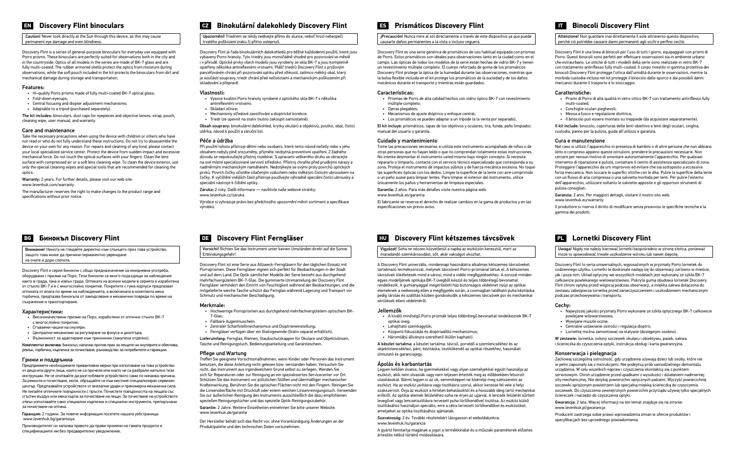## EN Discovery Flint binoculars

**Caution!** Never look directly at the Sun through this device, as this may cause permanent eye damage and even blindness.

Discovery Flint is a series of general-purpose binoculars for everyday use equipped with Porro prisms. These binoculars are perfectly suited for observations both in the city and in the countryside. Optics of all models in the series are made of BK-7 glass and are fully multi-coated. The rubber armored shells protect the optics from moisture during observations, while the soft pouch included in the kit protects the binoculars from dirt and mechanical damage during storage and transportation.

### Features:

- Hi-quality Porro prisms made of fully multi-coated BK-7 optical glass;
- Fold-down eyecups;
- Central focusing and diopter adjustment mechanisms;
- Adaptable to a tripod (purchased separately).

**The kit includes:** binoculars, dust caps for eyepieces and objective lenses, strap, pouch, cleaning wipe, user manual, and warranty.

### Care and maintenance

Take the necessary precautions when using the device with children or others who have not read or who do not fully understand these instructions. Do not try to disassemble the device on your own for any reason. For repairs and cleaning of any kind, please contact your local specialized service center. Protect the device from sudden impact and excessive mechanical force. Do not touch the optical surfaces with your fingers. Clean the lens surface with compressed air or a soft lens cleaning wipe. To clean the device exterior, use only the special cleaning wipes and special tools that are recommended for cleaning the optics.

**Warranty:** 2 years. For further details, please visit our web site: www.levenhuk.com/warranty

The manufacturer reserves the right to make changes to the product range and specifications without prior notice.

## CZ Binokulární dalekohledy Discovery Flint

**Upozornění!** Triedrem se nikdy nedívejte přímo do slunce, neboť hrozí nebezpečí trvalého poškození zraku či přímo oslepnutí.

Discovery Flint je řada binokulárních dalekohledů pro běžné každodenní použití, které jsou vybaveny Porro hranoly. Tyto triedry jsou mimořádně vhodné pro pozorování ve městě i v přírodě. Optické prvky všech modelů jsou vyrobeny ze skla BK-7 a jsou kompletně opatřeny několika antireflexními vrstvami. Plášť triedrů Discovery Flint s pryžovým pancéřováním chrání při pozorování optiku před vlhkostí, zatímco měkký obal, který je součástí soupravy, triedr chrání před nečistotami a mechanickým poškozením při skladování a přepravě.

### Vlastnosti:

- Vysoce kvalitní Porro hranoly vyrobené z optického skla BK-7 s několika antireflexními vrstvami;
- Skládací očnice;
- Mechanismy středové zaostřování a dioptrické korekce;
- Triedr lze upevnit na stativ (nutno zakoupit samostatně).

**Obsah soupravy:** binokulární dalekohled, krytky okulárů a objektivů, poutko, obal, čisticí utěrka, návod k použití a záruční list.

### Péče a údržba

Při použití tohoto přístroje dětmi nebo osobami, které tento návod nečetly nebo s jeho obsahem nebyly plně srozuměny, přijměte nezbytná preventivní opatření. Z žádného důvodu se nepokoušejte přístroj rozebírat. S opravami veškerého druhu se obracejte na své místní specializované servisní středisko. Přístroj chraňte před prudkými nárazy a nadměrným mechanickým namáháním. Nedotýkejte se svými prsty povrchů optických prvků. Povrch čočky očistěte stlačeným vzduchem nebo měkkým čisticím ubrouskem na čočky. K vyčištění vnějších částí přístroje používejte výhradně speciální čisticí ubrousky a speciální nástroje k čištění optiky.

**Záruka:** 2 roky. Další informace — navštivte naše webové stránky: www.levenhuk.cz/zaruka

Výrobce si vyhrazuje právo bez předchozího upozornění měnit sortiment a specifikace výrobků.

## ES Prismáticos Discovery Flint

**¡Precaución!** Nunca mire al sol directamente a través de este dispositivo ya que puede causarle daños permanentes a la vista o incluso ceguera.

Discovery Flint es una serie genérica de prismáticos de uso habitual equipada con prismas de Porro. Estos prismáticos son ideales para observaciones tanto en la ciudad como en el campo. Las ópticas de todos los modelos de la serie están hechas de vidrio BK-7 y tienen un revestimiento múltiple completo. El cuerpo reforzado de goma de los prismáticos Discovery Flint protege la óptica de la humedad durante las observaciones, mientras que la bolsa flexible incluida en el kit protege los prismáticos de la suciedad y de los daños mecánicos durante el transporte y mientras están guardados.

### Características:

- Prismas de Porro de alta calidad hechos con vidrio óptico BK-7 con revestimiento múltiple completo;
- Ojeras plegables;
- Mecanismos de ajuste dióptrico y enfoque central;
- Los prismáticos se pueden adaptar a un trípode (a la venta por separado).

**El kit incluye:** prismáticos, tapas de los objetivos y oculares, tira, funda, paño limpiador, manual del usuario y garantía.

### Cuidado y mantenimiento

Tome las precauciones necesarias si utiliza este instrumento acompañado de niños o de otras personas que no hayan leído o que no comprendan totalmente estas instrucciones. No intente desmontar el instrumento usted mismo bajo ningún concepto. Si necesita repararlo o limpiarlo, contacte con el servicio técnico especializado que corresponda a su zona. Proteja el instrumento de impactos súbitos y de fuerza mecánica excesiva. No toque las superficies ópticas con los dedos. Limpie la superficie de la lente con aire comprimido o un paño suave para limpiar lentes. Para limpiar el exterior del instrumento, utilice únicamente los paños y herramientas de limpieza especiales.

**Garantía:** 2 años. Para más detalles visite nuestra página web: www.levenhuk.es/garantia

El fabricante se reserva el derecho de realizar cambios en la gama de productos y en las especificaciones sin previo aviso.

## IT Binocoli Discovery Flint

**Attenzione!** Non guardare mai direttamente il sole attraverso questo dispositivo, perché ciò potrebbe causare danni permanenti agli occhi e perfino cecità.

Discovery Flint è una linea di binocoli per l'uso di tutti i giorni, equipaggiati con prismi di Porro. Questi binocoli sono perfetti per effettuare osservazioni sia in ambiente urbano che extraurbano. Le ottiche di tutti i modelli della serie sono realizzate in vetro BK-7 con trattamento antiriflesso fully multi-coated. Il corpo rivestito in gomma protettiva dei binocoli Discovery Flint protegge l'ottica dall'umidità durante le osservazioni, mentre la morbida custodia inclusa nel kit protegge il binocolo dallo sporco e dai possibili danni meccanici durante il trasporto e lo stoccaggio.

### Caratteristiche:

- Prismi di Porro di alta qualità in vetro ottico BK-7 con trattamento antiriflesso fully multi-coated;
- Conchiglie oculari pieghevoli;
- Messa a fuoco e regolazione diottrica;
- Il binocolo può essere montato su treppiede (da acquistare separatamente).

**Il kit include:** binocolo, coperture delle lenti obiettivo e lenti degli oculari, cinghia, custodia, panno per la pulizia, guida all'utilizzo e garanzia.

### Cura e manutenzione

Nel caso si utilizzi l'apparecchio in presenza di bambini o di altre persone che non abbiano letto o compreso appieno queste istruzioni, prendere le precauzioni necessarie. Non cercare per nessun motivo di smontare autonomamente l'apparecchio. Per qualsiasi intervento di riparazione e pulizia, contattare il centro di assistenza specializzato di zona. Proteggere l'apparecchio da urti improvvisi ed evitare che sia sottoposto a eccessiva forza meccanica. Non toccare le superfici ottiche con le dita. Pulire la superficie della lente con un flusso d'aria compressa o una salvietta morbida per lenti. Per pulire l'esterno dell'apparecchio, utilizzare soltanto le salviette apposite e gli opportuni strumenti di pulizia consigliati.

**Garanzia:** 2 anni. Per maggiori dettagli, visitare il nostro sito web: www.levenhuk.eu/warranty

Il produttore si riserva il diritto di modificare senza preavviso le specifiche tecniche e la gamma dei prodotti.

## BG Бинокъл Discovery Flint

**Внимание!** Никога не гледайте директно към слънцето през това устройство, защото това може да причини перманентно увреждане на очите и дори слепота.

Discovery Flint е серия бинокли с общо предназначение за ежедневна употреба, оборудвани с призми на Поро. Тези бинокли са много подходящи за наблюдение както в града, така и извън града. Оптиката на всички модели в серията е изработена от стъкло ВК-7 и е с многослойно покритие. Покритието с гума корпуси предпазват оптиката от влага по време на наблюденията, а включената в комплекта мека торбичка, предпазва бинокъла от замърсяване и механични повреди по време на съхранение и транспортиране.

### Характеристики:

- Висококачествени призми на Поро, изработени от оптично стъкло ВК-7 с многослойно покритие;
- Сгъваеми чашки на окуляри;
- Централни механизми за регулиране на фокуса и диоптъра;
- Възможност за адаптиране към триножник (закупена отделно).

**Комплектът включва:** бинокъл, капачки против прах за лещите на окулярите и обектива, ремък, торбичка, кърпичка за почистване, ръководство за потребителя и гаранция.

### Грижи и поддръжка

Предприемете необходимите превантивни мерки при използване на това устройство от деца или други лица, които не са прочели или които не са разбрали напълно тези инструкции. Не се опитвайте да разглобявате устройството сами по никаква причина. За ремонти и почистване, моля, обръщайте се към местния специализиран сервизен център. Предпазвайте устройството от внезапни удари и прекомерна механична сила. Не пипайте оптичните повърхности с пръсти. Почистете повърхността на лещата със сгъстен въздух или мека кърпа за почистване на лещи. За почистване на устройството отвън използвайте само специални кърпички и специални инструменти, препоръчани за почистване на оптика.

**Гаранция:** 2 години. За повече информация посетете нашата уебстраница: www.levenhuk.bg/garantsiya

Производителят си запазва правото да прави промени на гамата продукти и спецификациите им без предварително уведомление.

## DE Discovery Flint Ferngläser

**Vorsicht!** Richten Sie das Instrument unter keinen Umständen direkt auf die Sonne. Erblindungsgefahr!

Discovery Flint ist eine Serie aus Allzweck-Ferngläsern für den täglichen Einsatz mit Porroprismen. Diese Ferngläser eignen sich perfekt für Beobachtungen in der Stadt und auf dem Land. Die Optik sämtlicher Modelle der Serie besteht aus durchgehend mehrfachvergütetem BK-7-Glas. Die gummierte Ummantelung der Discovery Flint Ferngläser verhindert den Eintritt von Feuchtigkeit während der Beobachtungen, und die mitgelieferte weiche Tasche schützt das Fernglas während Lagerung und Transport vor Schmutz und mechanischer Beschädigung.

### Merkmale:

- Hochwertige Porroprismen aus durchgehend mehrfachvergütetem optischem BK-7-Glas;
- Faltbare Augenmuscheln;
- Zentraler Scharfstellmechanismus und Dioptrieneinstellung;
- Ferngläser verfügen über ein Stativgewinde (Stativ separat erhältlich).

**Lieferumfang:** Fernglas, Riemen, Staubschutzkappen für Okulare und Objektivlinsen, Tasche und Reinigungstuch, Bedienungsanleitung und Garantieschein.

### Pflege und Wartung

Treffen Sie geeignete Vorsichtsmaßnahmen, wenn Kinder oder Personen das Instrument benutzen, die diese Anleitung nicht gelesen bzw. verstanden haben. Versuchen Sie nicht, das Instrument aus irgendwelchem Grund selbst zu zerlegen. Wenden Sie sich für Reparaturen oder zur Reinigung an ein spezialisiertes Servicecenter vor Ort. Schützen Sie das Instrument vor plötzlichen Stößen und übermäßiger mechanischer Krafteinwirkung. Berühren Sie die optischen Flächen nicht mit den Fingern. Reinigen Sie die Linsenoberfläche mit Druckluft oder einem weichen Linsenreinigungstuch. Verwenden Sie zur äußerlichen Reinigung des Instruments ausschließlich die dazu empfohlenen speziellen Reinigungstücher und das spezielle Optik-Reinigungszubehör.

**Garantie:** 2 Jahre. Weitere Einzelheiten entnehmen Sie bitte unserer Website: www.levenhuk.de/garantie

Der Hersteller behält sich das Recht vor, ohne Vorankündigung Änderungen an der Produktpalette und den technischen Daten vorzunehmen.

## HU Discovery Flint kétszemes távcsövek

**Vigyázat!** Soha ne nézzen közvetlenül a napba az eszközön keresztül, mert az maradandó szemkárosodást, sőt, akár vakságot okozhat.

A Discovery Flint univerzális, mindennapi használatra alkalmas kétszemes távcsöveket tartalmazó terméksorozat, melynek távcsöveit Porro-prizmával láttuk el. A kétszemes távcsövek tökéletesek mind a városi, mind a vidéki megfigyelésekhez. A sorozat minden egyes modelljének optikája BK-7 üvegből készül és teljes többrétegű bevonattal rendelkezik. A gumianyaggal megerősített ház biztonságos védelmet nyújt az optikai elemeknek a nedvesség ellen a megfigyelés során, a csomagban található puha készítéska pedig tárolás és szállítás közben gondoskodik a kétszemes távcsövek por és mechanikai sérülések elleni védelméről.

### Jellemzők

- A kiváló minőségű Porro prizmák teljes többrétegű bevonattal rendelkeznek BK-7 optikai üveg;
- Lehajtható szemkagylók;
- Központi fókuszálás és dioptriaállító mechanizmus;
- Háromlábú állványra szerelhető (külön kapható).

**A készlet tartalma:** a készlet tartalma: távcső, porvédő a szemlencsékhez és az objektívlencsékhez, pánt, készítéska, tisztítókendő az optikai részekhez, használati útmutató és garanciajegy.

### Ápolás és karbantartás

Legyen kellően óvatos, ha gyermekekkel vagy olyan személyekkel együtt használja az eszközt, akik nem olvasták vagy nem teljesen értették meg az előbbiekben felsorolt utasításokat. Bármi legyen is az ok, semmiképpen ne kísérelje meg szétszerelni az eszközt. Ha az eszköz javításra vagy tisztításra szorul, akkor keresse fel vele a helyi szakszervizt. Óvja az eszközt a hirtelen behatásoktól és a hosszabb ideig tartó mechanikai erőktől. Az optikai elemek felületéhez soha ne érjen az ujjaival. A lencsék felületét sűrített levegővel vagy lencsetisztításra tervezett puha törlőkendővel tisztítsa. Az eszköz külső tisztításához használjon speciális, erre a célra tervezett törlőkendőket és eszközöket, amelyeket az optika tisztításához ajánlanak.

**Szavatosság:** 2 év. További részletekért látogasson el weboldalunkra: www.levenhuk.hu/garancia

A gyártó fenntartja magának a jogot a termékkínálat és a műszaki paraméterek előzetes értesítés nélkül történő módosítására.

## PL Lornetki Discovery Flint

**Uwaga!** Nigdy nie należy kierować lornetki bezpośrednio w stronę słońca, ponieważ może to spowodować trwałe uszkodzenie wzroku lub nawet ślepotę.

Discovery Flint to seria uniwersalnych, wyposażonych w pryzmaty Porro lornetek do codziennego użytku. Lornetki te doskonale nadają się do obserwacji zarówno w mieście, jak i poza nim. Układ optyczny we wszystkich modelach jest wykonany ze szkła BK-7 całkowicie powlekane wielowarstwowo. Pokryta gumą obudowa lornetek Discovery Flint chroni optykę przed wilgocią podczas obserwacji, a miękka sakwa dołączona do zestawu zabezpiecza lornetkę przed zanieczyszczeniem i uszkodzeniem mechanicznym podczas przechowywania i transportu.

### Cechy:

- Najwyższej jakości pryzmaty Porro wykonane ze szkła optycznego BK-7 całkowicie powlejane wilowarstwowo;
- Wywijane muszle oczne;
- Centralne ustawianie ostrości i regulacja dioptrii;
- Lornetkę można zamontować na statywie (dostępnym osobno).

**W zestawie:** lornetka, osłony soczewek okularu i obiektywu, pasek, sakwa i ściereczka do czyszczenia optyki, instrukcja obsługi i karta gwarancyjna.

### Konserwacja i pielęgnacja

Zachowaj szczególną ostrożność, gdy urządzenia używają dzieci lub osoby, które nie w pełni zapoznały się z instrukcjami. Nie podejmuj prób samodzielnego demontażu urządzenia. W celu wszelkich napraw i czyszczenia skontaktuj się z punktem serwisowym. Chroń urządzenie przed upadkami z wysokości i działaniem nadmiernej siły mechanicznej. Nie dotykaj powierzchni optycznych palcami. Wyczyść powierzchnię soczewki sprężonym powietrzem lub specjalną miękką ściereczką do czyszczenia soczewek. Do czyszczenia zewnętrznych powierzchni przyrządu używaj tylko specjalnych ściereczek i narzędzi do czyszczenia optyki.

**Gwarancja:** 2 lata. Więcej informacji na ten temat znajduje się na stronie: www.levenhuk.pl/gwarancja

Producent zastrzega sobie prawo wprowadzenia zmian w ofercie produktów i specyfikacjach bez uprzedniego powiadomienia.